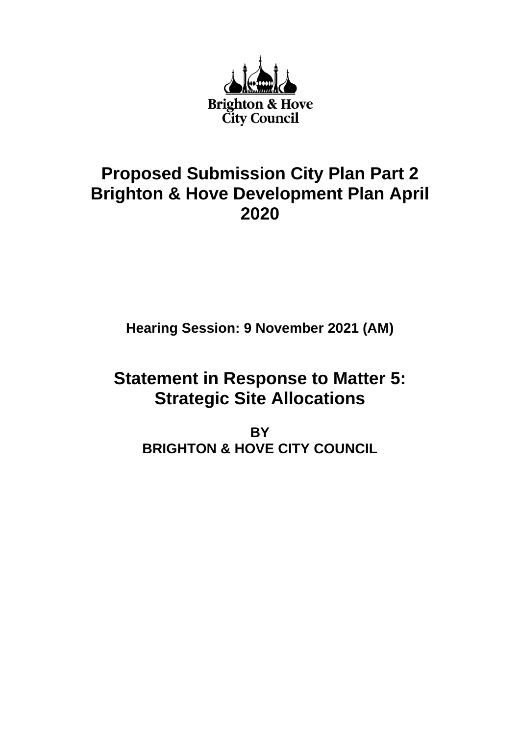Brighton & Hove
City Council

# Proposed Submission City Plan Part 2 Brighton & Hove Development Plan April 2020

**Hearing Session: 9 November 2021 (AM)**

## Statement in Response to Matter 5: Strategic Site Allocations

**BY**
**BRIGHTON & HOVE CITY COUNCIL**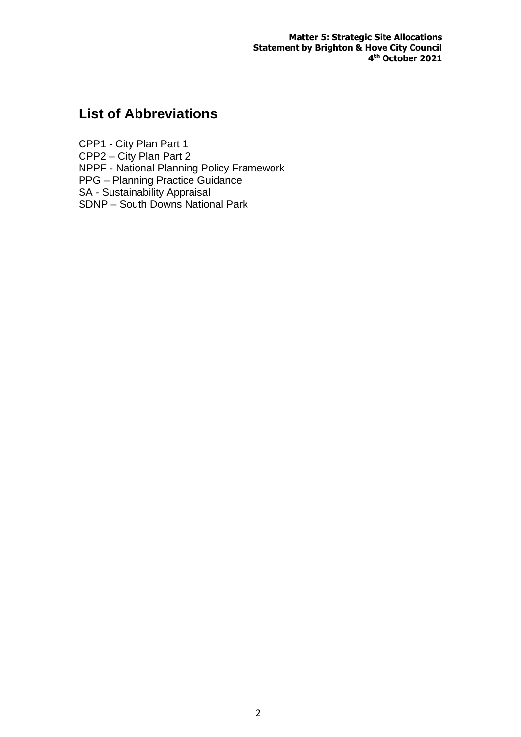## List of Abbreviations

CPP1 - City Plan Part 1
CPP2 – City Plan Part 2
NPPF - National Planning Policy Framework
PPG – Planning Practice Guidance
SA - Sustainability Appraisal
SDNP – South Downs National Park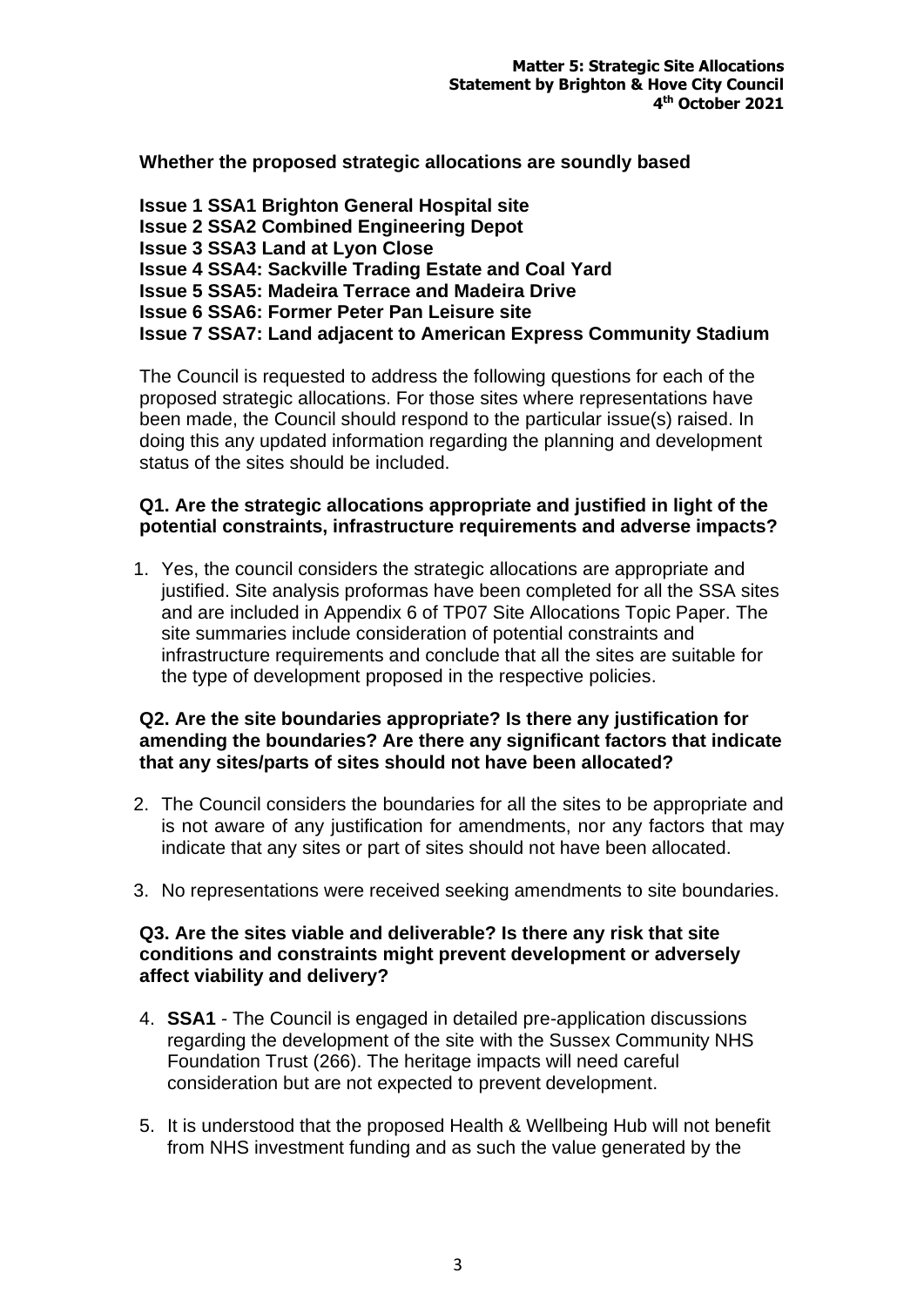**Matter 5: Strategic Site Allocations**
**Statement by Brighton & Hove City Council**
**4th October 2021**

**Whether the proposed strategic allocations are soundly based**

**Issue 1 SSA1 Brighton General Hospital site**
**Issue 2 SSA2 Combined Engineering Depot**
**Issue 3 SSA3 Land at Lyon Close**
**Issue 4 SSA4: Sackville Trading Estate and Coal Yard**
**Issue 5 SSA5: Madeira Terrace and Madeira Drive**
**Issue 6 SSA6: Former Peter Pan Leisure site**
**Issue 7 SSA7: Land adjacent to American Express Community Stadium**

The Council is requested to address the following questions for each of the proposed strategic allocations. For those sites where representations have been made, the Council should respond to the particular issue(s) raised. In doing this any updated information regarding the planning and development status of the sites should be included.

**Q1. Are the strategic allocations appropriate and justified in light of the potential constraints, infrastructure requirements and adverse impacts?**

1. Yes, the council considers the strategic allocations are appropriate and justified. Site analysis proformas have been completed for all the SSA sites and are included in Appendix 6 of TP07 Site Allocations Topic Paper. The site summaries include consideration of potential constraints and infrastructure requirements and conclude that all the sites are suitable for the type of development proposed in the respective policies.

**Q2. Are the site boundaries appropriate? Is there any justification for amending the boundaries? Are there any significant factors that indicate that any sites/parts of sites should not have been allocated?**

2. The Council considers the boundaries for all the sites to be appropriate and is not aware of any justification for amendments, nor any factors that may indicate that any sites or part of sites should not have been allocated.

3. No representations were received seeking amendments to site boundaries.

**Q3. Are the sites viable and deliverable? Is there any risk that site conditions and constraints might prevent development or adversely affect viability and delivery?**

4. **SSA1** - The Council is engaged in detailed pre-application discussions regarding the development of the site with the Sussex Community NHS Foundation Trust (266). The heritage impacts will need careful consideration but are not expected to prevent development.

5. It is understood that the proposed Health & Wellbeing Hub will not benefit from NHS investment funding and as such the value generated by the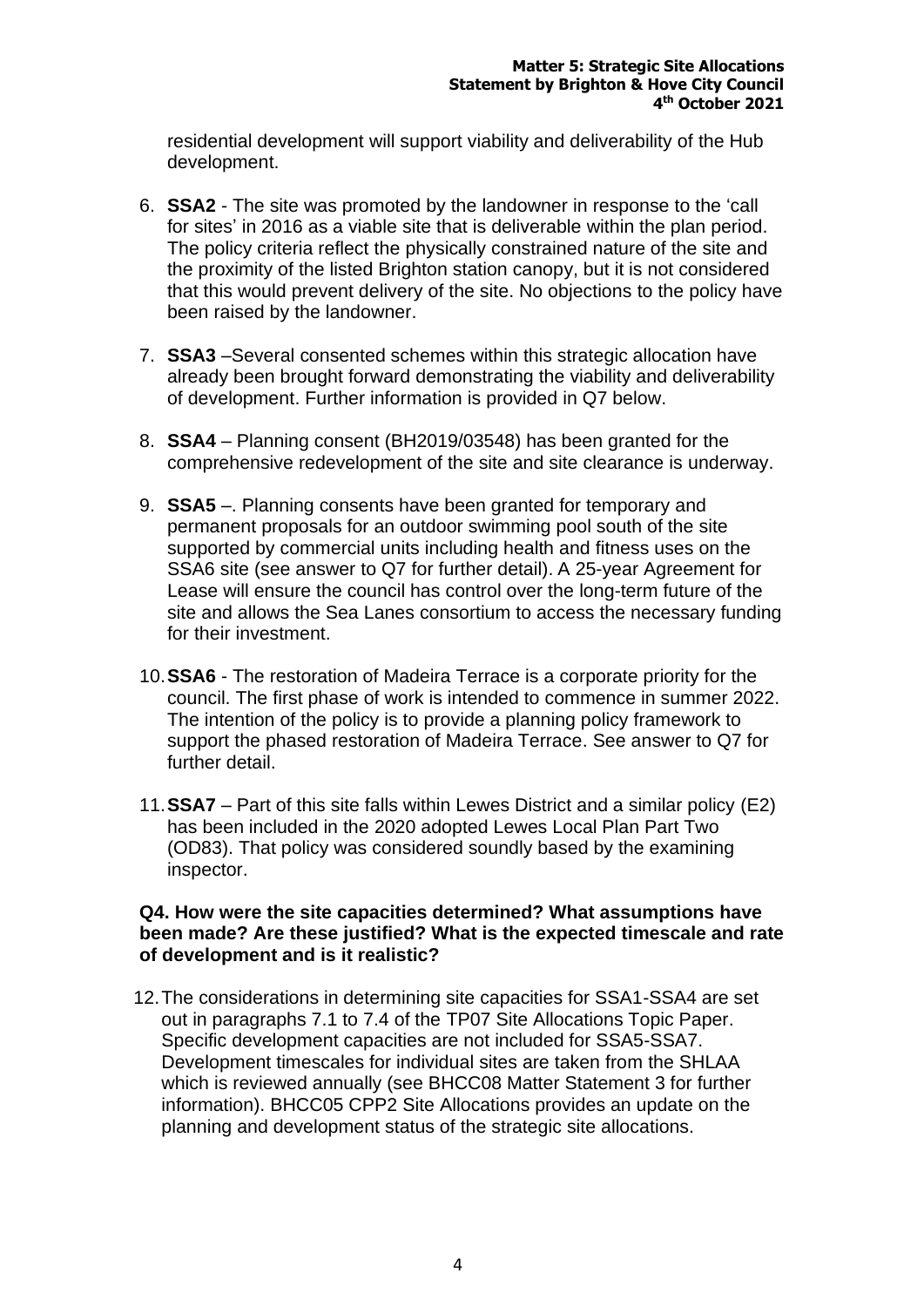residential development will support viability and deliverability of the Hub development.

6. **SSA2** - The site was promoted by the landowner in response to the 'call for sites' in 2016 as a viable site that is deliverable within the plan period. The policy criteria reflect the physically constrained nature of the site and the proximity of the listed Brighton station canopy, but it is not considered that this would prevent delivery of the site. No objections to the policy have been raised by the landowner.

7. **SSA3** –Several consented schemes within this strategic allocation have already been brought forward demonstrating the viability and deliverability of development. Further information is provided in Q7 below.

8. **SSA4** – Planning consent (BH2019/03548) has been granted for the comprehensive redevelopment of the site and site clearance is underway.

9. **SSA5** –. Planning consents have been granted for temporary and permanent proposals for an outdoor swimming pool south of the site supported by commercial units including health and fitness uses on the SSA6 site (see answer to Q7 for further detail). A 25-year Agreement for Lease will ensure the council has control over the long-term future of the site and allows the Sea Lanes consortium to access the necessary funding for their investment.

10. **SSA6** - The restoration of Madeira Terrace is a corporate priority for the council. The first phase of work is intended to commence in summer 2022. The intention of the policy is to provide a planning policy framework to support the phased restoration of Madeira Terrace. See answer to Q7 for further detail.

11. **SSA7** – Part of this site falls within Lewes District and a similar policy (E2) has been included in the 2020 adopted Lewes Local Plan Part Two (OD83). That policy was considered soundly based by the examining inspector.

**Q4. How were the site capacities determined? What assumptions have been made? Are these justified? What is the expected timescale and rate of development and is it realistic?**

12. The considerations in determining site capacities for SSA1-SSA4 are set out in paragraphs 7.1 to 7.4 of the TP07 Site Allocations Topic Paper. Specific development capacities are not included for SSA5-SSA7. Development timescales for individual sites are taken from the SHLAA which is reviewed annually (see BHCC08 Matter Statement 3 for further information). BHCC05 CPP2 Site Allocations provides an update on the planning and development status of the strategic site allocations.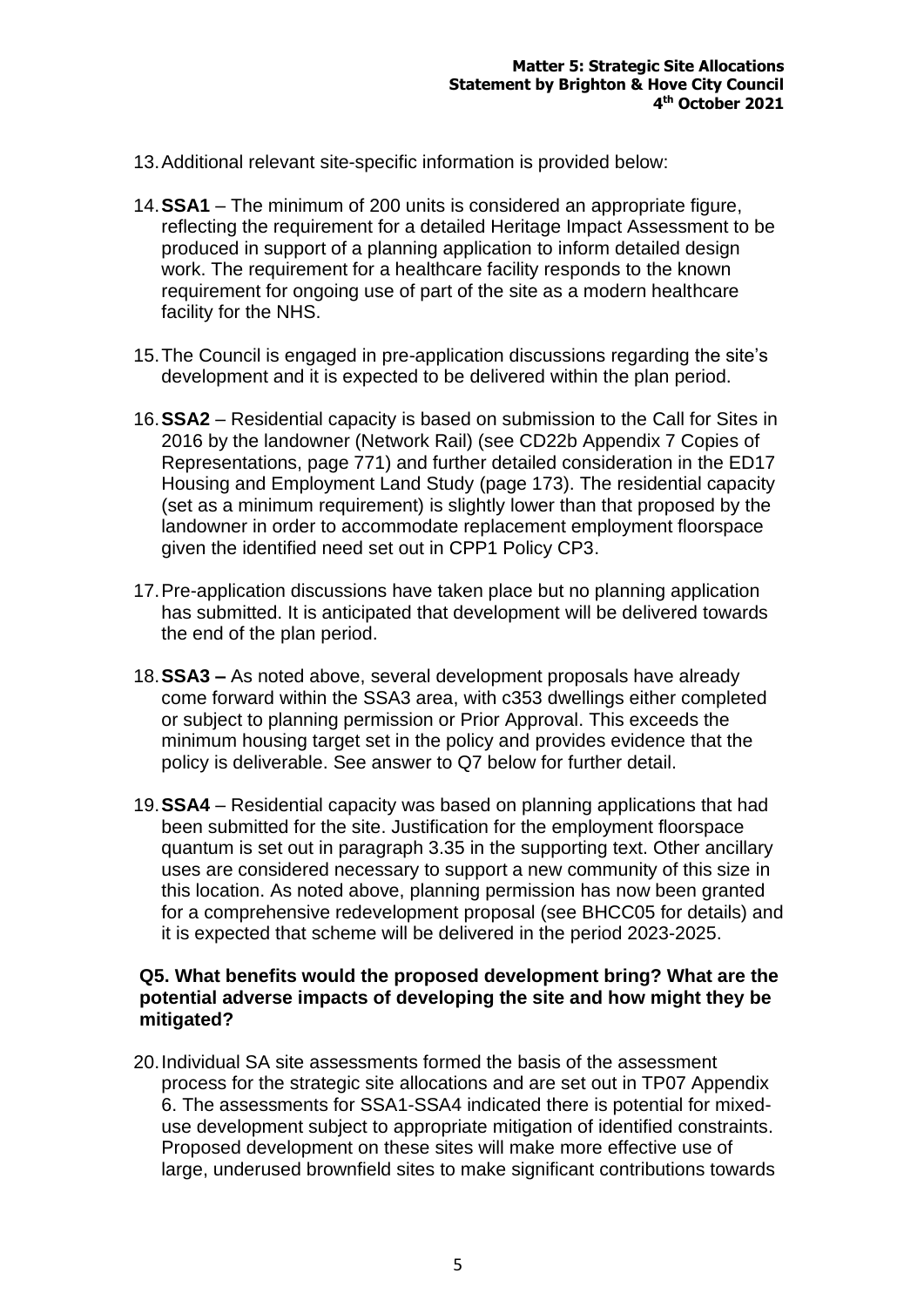13. Additional relevant site-specific information is provided below:

14. **SSA1** – The minimum of 200 units is considered an appropriate figure, reflecting the requirement for a detailed Heritage Impact Assessment to be produced in support of a planning application to inform detailed design work. The requirement for a healthcare facility responds to the known requirement for ongoing use of part of the site as a modern healthcare facility for the NHS.

15. The Council is engaged in pre-application discussions regarding the site's development and it is expected to be delivered within the plan period.

16. **SSA2** – Residential capacity is based on submission to the Call for Sites in 2016 by the landowner (Network Rail) (see CD22b Appendix 7 Copies of Representations, page 771) and further detailed consideration in the ED17 Housing and Employment Land Study (page 173). The residential capacity (set as a minimum requirement) is slightly lower than that proposed by the landowner in order to accommodate replacement employment floorspace given the identified need set out in CPP1 Policy CP3.

17. Pre-application discussions have taken place but no planning application has submitted. It is anticipated that development will be delivered towards the end of the plan period.

18. **SSA3 –** As noted above, several development proposals have already come forward within the SSA3 area, with c353 dwellings either completed or subject to planning permission or Prior Approval. This exceeds the minimum housing target set in the policy and provides evidence that the policy is deliverable. See answer to Q7 below for further detail.

19. **SSA4** – Residential capacity was based on planning applications that had been submitted for the site. Justification for the employment floorspace quantum is set out in paragraph 3.35 in the supporting text. Other ancillary uses are considered necessary to support a new community of this size in this location. As noted above, planning permission has now been granted for a comprehensive redevelopment proposal (see BHCC05 for details) and it is expected that scheme will be delivered in the period 2023-2025.

**Q5. What benefits would the proposed development bring? What are the potential adverse impacts of developing the site and how might they be mitigated?**

20. Individual SA site assessments formed the basis of the assessment process for the strategic site allocations and are set out in TP07 Appendix 6. The assessments for SSA1-SSA4 indicated there is potential for mixed-use development subject to appropriate mitigation of identified constraints. Proposed development on these sites will make more effective use of large, underused brownfield sites to make significant contributions towards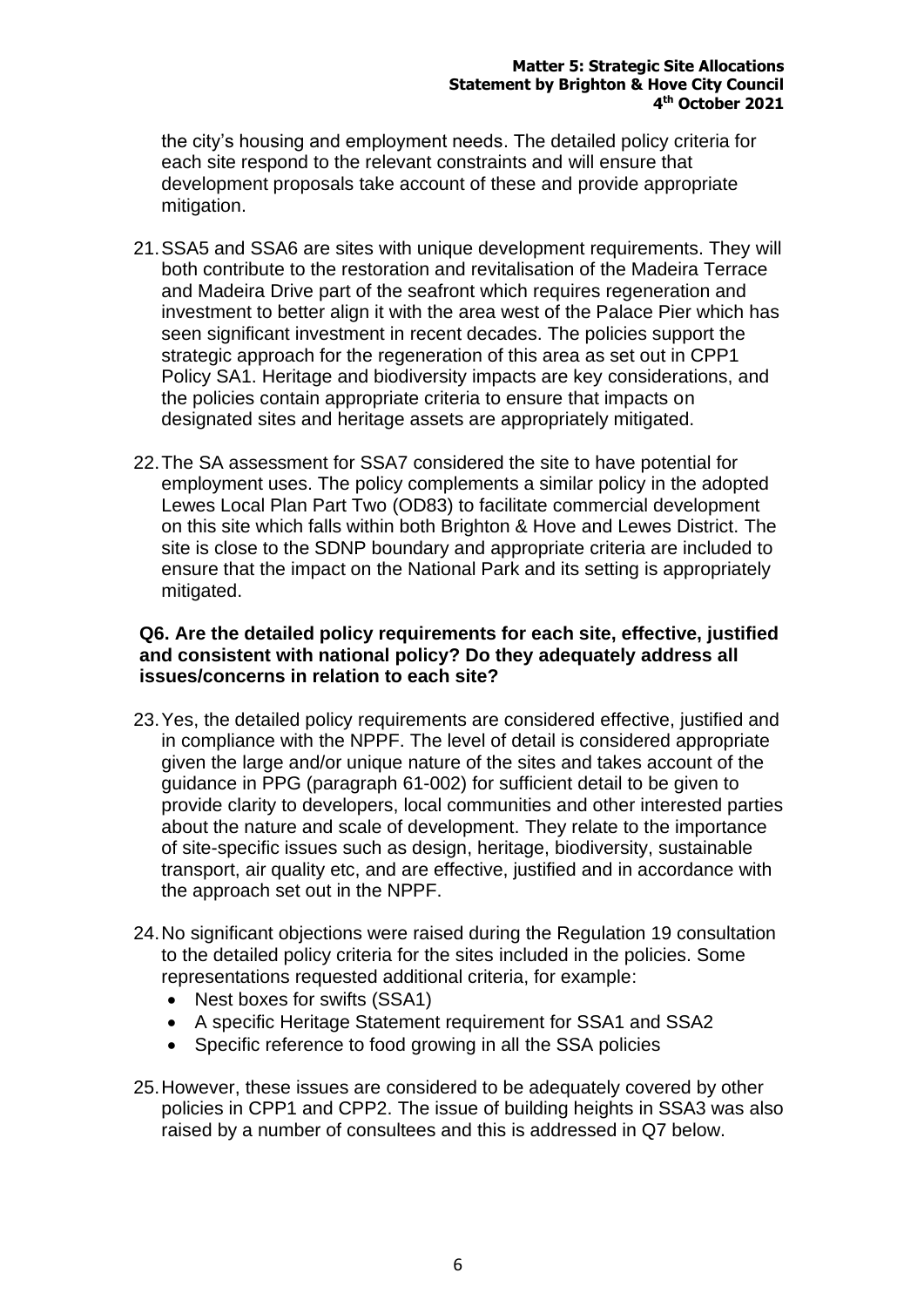the city's housing and employment needs. The detailed policy criteria for each site respond to the relevant constraints and will ensure that development proposals take account of these and provide appropriate mitigation.

21. SSA5 and SSA6 are sites with unique development requirements. They will both contribute to the restoration and revitalisation of the Madeira Terrace and Madeira Drive part of the seafront which requires regeneration and investment to better align it with the area west of the Palace Pier which has seen significant investment in recent decades. The policies support the strategic approach for the regeneration of this area as set out in CPP1 Policy SA1. Heritage and biodiversity impacts are key considerations, and the policies contain appropriate criteria to ensure that impacts on designated sites and heritage assets are appropriately mitigated.

22. The SA assessment for SSA7 considered the site to have potential for employment uses. The policy complements a similar policy in the adopted Lewes Local Plan Part Two (OD83) to facilitate commercial development on this site which falls within both Brighton & Hove and Lewes District. The site is close to the SDNP boundary and appropriate criteria are included to ensure that the impact on the National Park and its setting is appropriately mitigated.

**Q6. Are the detailed policy requirements for each site, effective, justified and consistent with national policy? Do they adequately address all issues/concerns in relation to each site?**

23. Yes, the detailed policy requirements are considered effective, justified and in compliance with the NPPF. The level of detail is considered appropriate given the large and/or unique nature of the sites and takes account of the guidance in PPG (paragraph 61-002) for sufficient detail to be given to provide clarity to developers, local communities and other interested parties about the nature and scale of development. They relate to the importance of site-specific issues such as design, heritage, biodiversity, sustainable transport, air quality etc, and are effective, justified and in accordance with the approach set out in the NPPF.

24. No significant objections were raised during the Regulation 19 consultation to the detailed policy criteria for the sites included in the policies. Some representations requested additional criteria, for example:
    - Nest boxes for swifts (SSA1)
    - A specific Heritage Statement requirement for SSA1 and SSA2
    - Specific reference to food growing in all the SSA policies

25. However, these issues are considered to be adequately covered by other policies in CPP1 and CPP2. The issue of building heights in SSA3 was also raised by a number of consultees and this is addressed in Q7 below.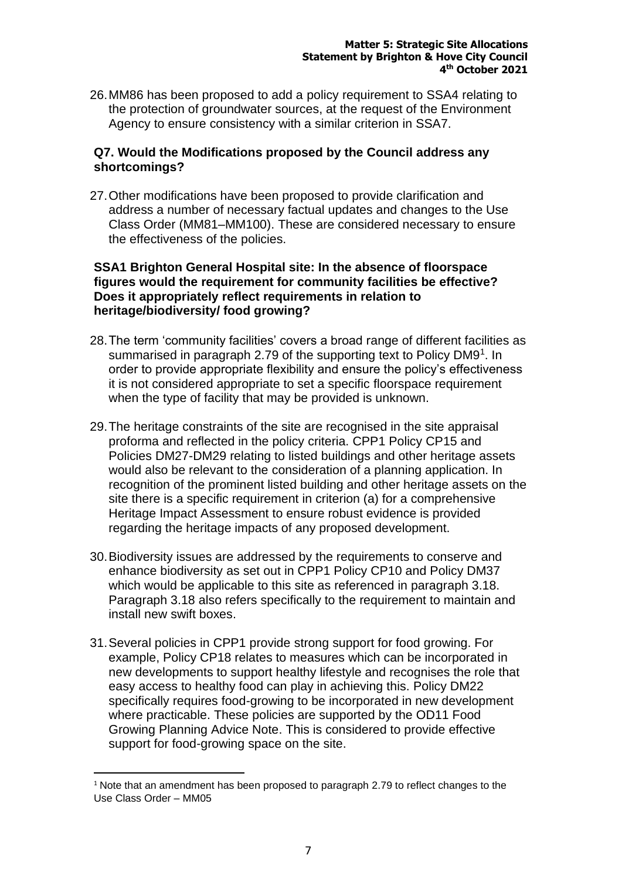26. MM86 has been proposed to add a policy requirement to SSA4 relating to the protection of groundwater sources, at the request of the Environment Agency to ensure consistency with a similar criterion in SSA7.

**Q7. Would the Modifications proposed by the Council address any shortcomings?**

27. Other modifications have been proposed to provide clarification and address a number of necessary factual updates and changes to the Use Class Order (MM81–MM100). These are considered necessary to ensure the effectiveness of the policies.

**SSA1 Brighton General Hospital site: In the absence of floorspace figures would the requirement for community facilities be effective? Does it appropriately reflect requirements in relation to heritage/biodiversity/ food growing?**

28. The term 'community facilities' covers a broad range of different facilities as summarised in paragraph 2.79 of the supporting text to Policy DM9[1]. In order to provide appropriate flexibility and ensure the policy's effectiveness it is not considered appropriate to set a specific floorspace requirement when the type of facility that may be provided is unknown.

29. The heritage constraints of the site are recognised in the site appraisal proforma and reflected in the policy criteria. CPP1 Policy CP15 and Policies DM27-DM29 relating to listed buildings and other heritage assets would also be relevant to the consideration of a planning application. In recognition of the prominent listed building and other heritage assets on the site there is a specific requirement in criterion (a) for a comprehensive Heritage Impact Assessment to ensure robust evidence is provided regarding the heritage impacts of any proposed development.

30. Biodiversity issues are addressed by the requirements to conserve and enhance biodiversity as set out in CPP1 Policy CP10 and Policy DM37 which would be applicable to this site as referenced in paragraph 3.18. Paragraph 3.18 also refers specifically to the requirement to maintain and install new swift boxes.

31. Several policies in CPP1 provide strong support for food growing. For example, Policy CP18 relates to measures which can be incorporated in new developments to support healthy lifestyle and recognises the role that easy access to healthy food can play in achieving this. Policy DM22 specifically requires food-growing to be incorporated in new development where practicable. These policies are supported by the OD11 Food Growing Planning Advice Note. This is considered to provide effective support for food-growing space on the site.

---

[1] Note that an amendment has been proposed to paragraph 2.79 to reflect changes to the Use Class Order – MM05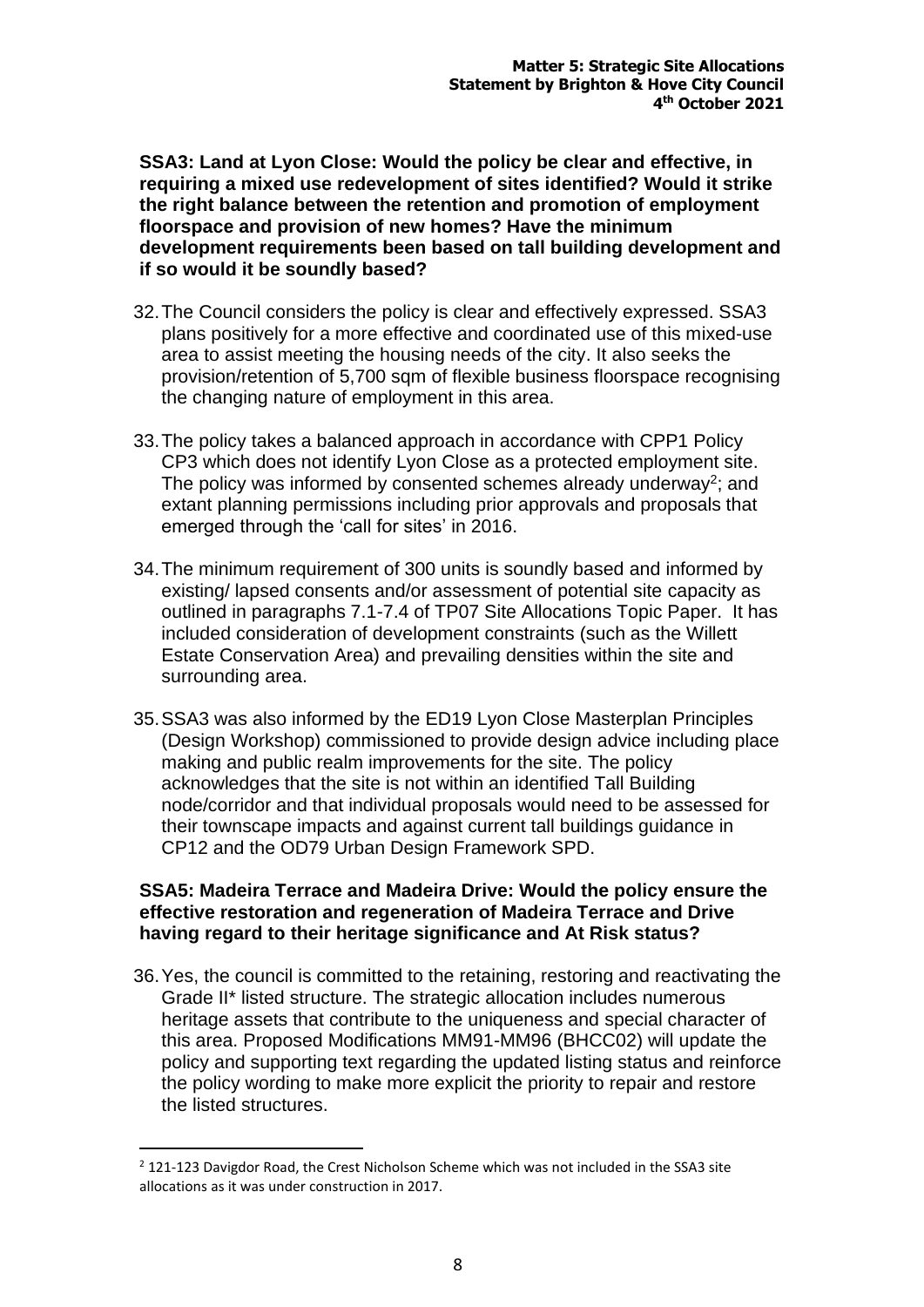**SSA3: Land at Lyon Close: Would the policy be clear and effective, in requiring a mixed use redevelopment of sites identified? Would it strike the right balance between the retention and promotion of employment floorspace and provision of new homes? Have the minimum development requirements been based on tall building development and if so would it be soundly based?**

32. The Council considers the policy is clear and effectively expressed. SSA3 plans positively for a more effective and coordinated use of this mixed-use area to assist meeting the housing needs of the city. It also seeks the provision/retention of 5,700 sqm of flexible business floorspace recognising the changing nature of employment in this area.

33. The policy takes a balanced approach in accordance with CPP1 Policy CP3 which does not identify Lyon Close as a protected employment site. The policy was informed by consented schemes already underway[2]; and extant planning permissions including prior approvals and proposals that emerged through the 'call for sites' in 2016.

34. The minimum requirement of 300 units is soundly based and informed by existing/ lapsed consents and/or assessment of potential site capacity as outlined in paragraphs 7.1-7.4 of TP07 Site Allocations Topic Paper. It has included consideration of development constraints (such as the Willett Estate Conservation Area) and prevailing densities within the site and surrounding area.

35. SSA3 was also informed by the ED19 Lyon Close Masterplan Principles (Design Workshop) commissioned to provide design advice including place making and public realm improvements for the site. The policy acknowledges that the site is not within an identified Tall Building node/corridor and that individual proposals would need to be assessed for their townscape impacts and against current tall buildings guidance in CP12 and the OD79 Urban Design Framework SPD.

**SSA5: Madeira Terrace and Madeira Drive: Would the policy ensure the effective restoration and regeneration of Madeira Terrace and Drive having regard to their heritage significance and At Risk status?**

36. Yes, the council is committed to the retaining, restoring and reactivating the Grade II* listed structure. The strategic allocation includes numerous heritage assets that contribute to the uniqueness and special character of this area. Proposed Modifications MM91-MM96 (BHCC02) will update the policy and supporting text regarding the updated listing status and reinforce the policy wording to make more explicit the priority to repair and restore the listed structures.

---

[2] 121-123 Davigdor Road, the Crest Nicholson Scheme which was not included in the SSA3 site allocations as it was under construction in 2017.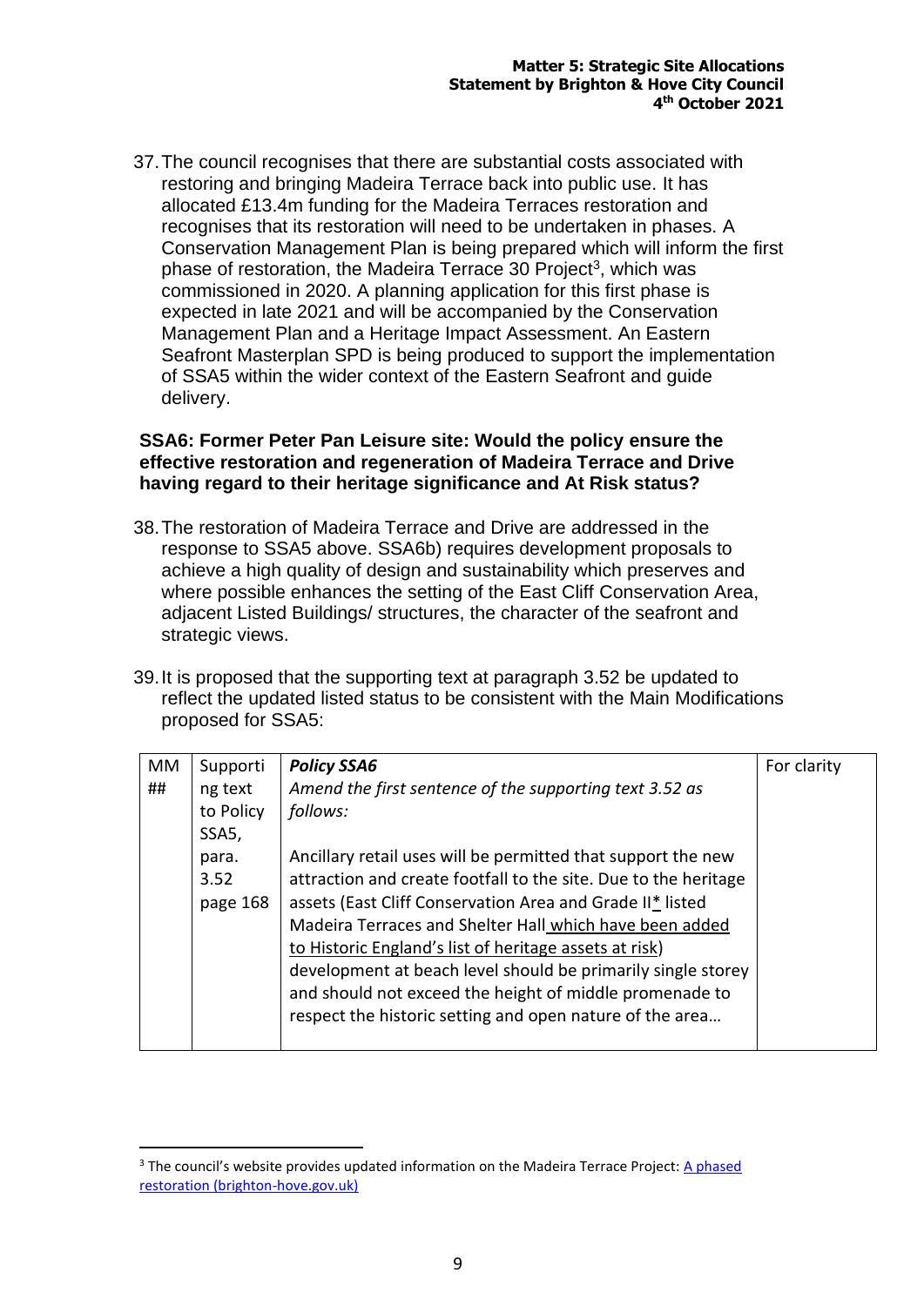37. The council recognises that there are substantial costs associated with restoring and bringing Madeira Terrace back into public use. It has allocated £13.4m funding for the Madeira Terraces restoration and recognises that its restoration will need to be undertaken in phases. A Conservation Management Plan is being prepared which will inform the first phase of restoration, the Madeira Terrace 30 Project[3], which was commissioned in 2020. A planning application for this first phase is expected in late 2021 and will be accompanied by the Conservation Management Plan and a Heritage Impact Assessment. An Eastern Seafront Masterplan SPD is being produced to support the implementation of SSA5 within the wider context of the Eastern Seafront and guide delivery.

**SSA6: Former Peter Pan Leisure site: Would the policy ensure the effective restoration and regeneration of Madeira Terrace and Drive having regard to their heritage significance and At Risk status?**

38. The restoration of Madeira Terrace and Drive are addressed in the response to SSA5 above. SSA6b) requires development proposals to achieve a high quality of design and sustainability which preserves and where possible enhances the setting of the East Cliff Conservation Area, adjacent Listed Buildings/ structures, the character of the seafront and strategic views.

39. It is proposed that the supporting text at paragraph 3.52 be updated to reflect the updated listed status to be consistent with the Main Modifications proposed for SSA5:

| | | | |
|---|---|---|---|
| MM ## | Supporting text to Policy SSA5, para. 3.52 page 168 | ***Policy SSA6***<br>*Amend the first sentence of the supporting text 3.52 as follows:*<br><br>Ancillary retail uses will be permitted that support the new attraction and create footfall to the site. Due to the heritage assets (East Cliff Conservation Area and Grade II<u>*</u> listed Madeira Terraces and Shelter Hall <u>which have been added to Historic England's list of heritage assets at risk</u>) development at beach level should be primarily single storey and should not exceed the height of middle promenade to respect the historic setting and open nature of the area… | For clarity |

[3] The council's website provides updated information on the Madeira Terrace Project: A phased restoration (brighton-hove.gov.uk)